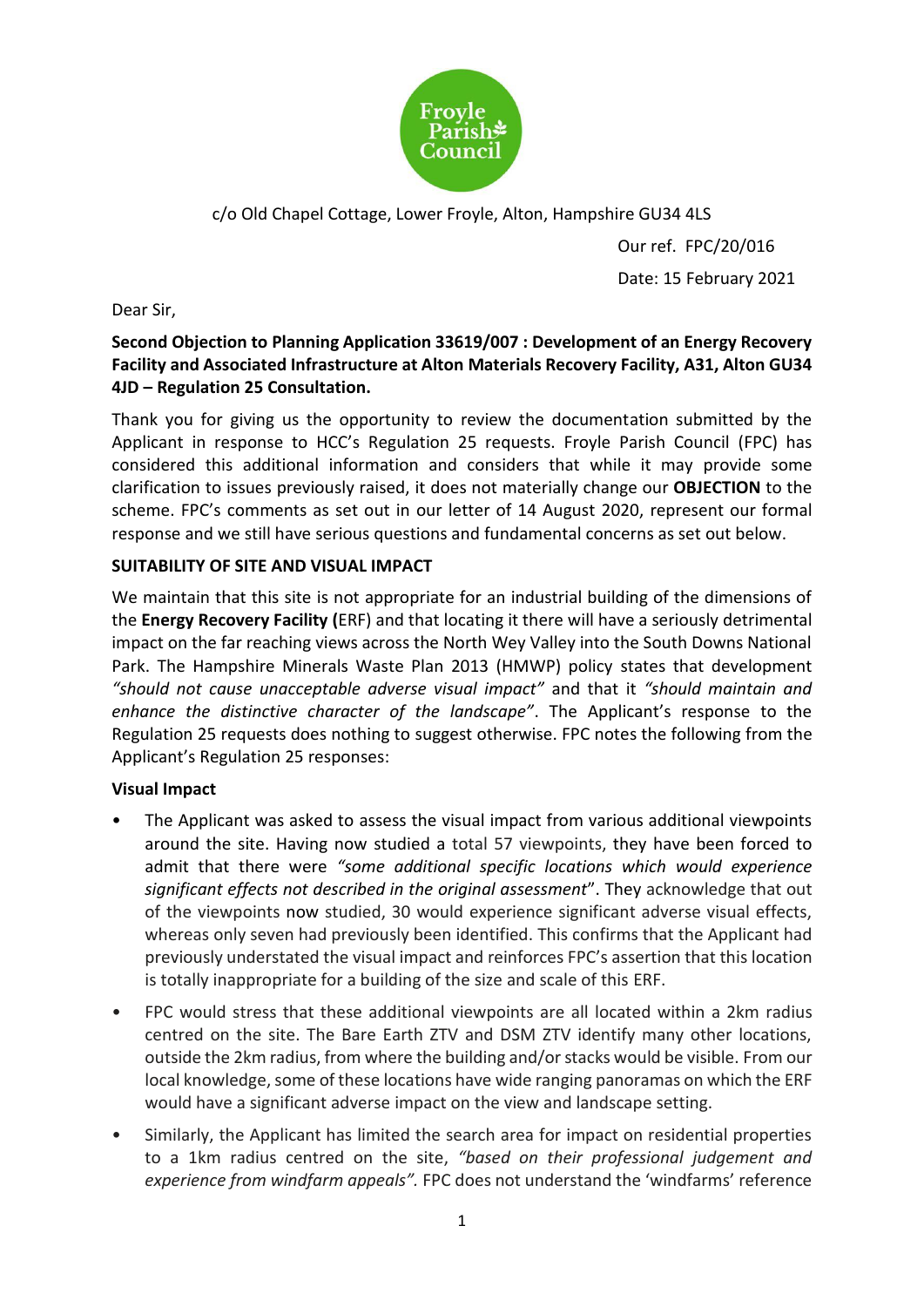Froyle Parish Council

c/o Old Chapel Cottage, Lower Froyle, Alton, Hampshire GU34 4LS

Our ref. FPC/20/016

Date: 15 February 2021

Dear Sir,

**Second Objection to Planning Application 33619/007 : Development of an Energy Recovery Facility and Associated Infrastructure at Alton Materials Recovery Facility, A31, Alton GU34 4JD – Regulation 25 Consultation.**

Thank you for giving us the opportunity to review the documentation submitted by the Applicant in response to HCC's Regulation 25 requests. Froyle Parish Council (FPC) has considered this additional information and considers that while it may provide some clarification to issues previously raised, it does not materially change our **OBJECTION** to the scheme. FPC's comments as set out in our letter of 14 August 2020, represent our formal response and we still have serious questions and fundamental concerns as set out below.

**SUITABILITY OF SITE AND VISUAL IMPACT**

We maintain that this site is not appropriate for an industrial building of the dimensions of the **Energy Recovery Facility (**ERF) and that locating it there will have a seriously detrimental impact on the far reaching views across the North Wey Valley into the South Downs National Park. The Hampshire Minerals Waste Plan 2013 (HMWP) policy states that development *"should not cause unacceptable adverse visual impact"* and that it *"should maintain and enhance the distinctive character of the landscape"*. The Applicant's response to the Regulation 25 requests does nothing to suggest otherwise. FPC notes the following from the Applicant's Regulation 25 responses:

**Visual Impact**

- The Applicant was asked to assess the visual impact from various additional viewpoints around the site. Having now studied a total 57 viewpoints, they have been forced to admit that there were *"some additional specific locations which would experience significant effects not described in the original assessment*". They acknowledge that out of the viewpoints now studied, 30 would experience significant adverse visual effects, whereas only seven had previously been identified. This confirms that the Applicant had previously understated the visual impact and reinforces FPC's assertion that this location is totally inappropriate for a building of the size and scale of this ERF.
- FPC would stress that these additional viewpoints are all located within a 2km radius centred on the site. The Bare Earth ZTV and DSM ZTV identify many other locations, outside the 2km radius, from where the building and/or stacks would be visible. From our local knowledge, some of these locations have wide ranging panoramas on which the ERF would have a significant adverse impact on the view and landscape setting.
- Similarly, the Applicant has limited the search area for impact on residential properties to a 1km radius centred on the site, *"based on their professional judgement and experience from windfarm appeals".* FPC does not understand the 'windfarms' reference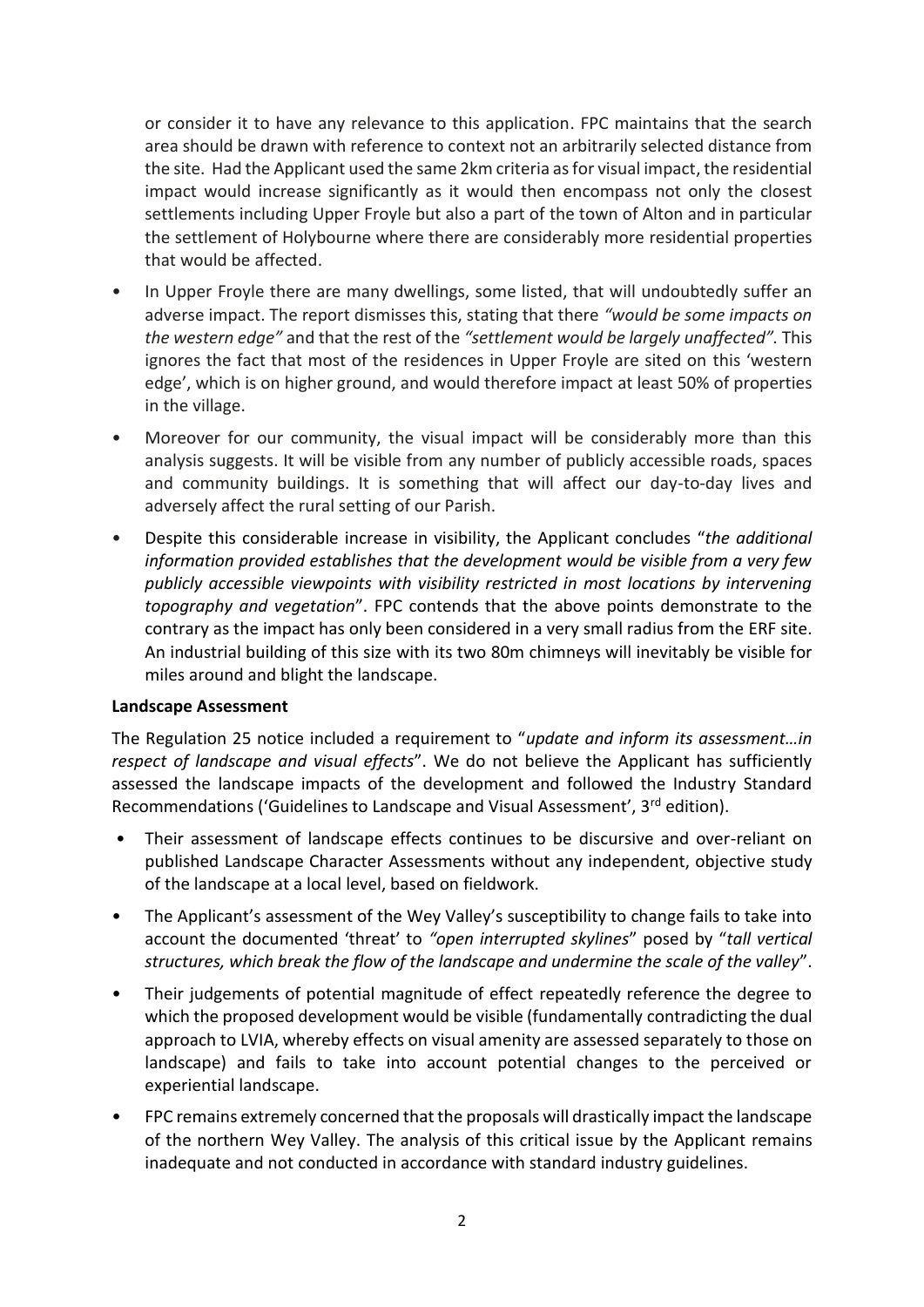or consider it to have any relevance to this application. FPC maintains that the search area should be drawn with reference to context not an arbitrarily selected distance from the site. Had the Applicant used the same 2km criteria as for visual impact, the residential impact would increase significantly as it would then encompass not only the closest settlements including Upper Froyle but also a part of the town of Alton and in particular the settlement of Holybourne where there are considerably more residential properties that would be affected.

- In Upper Froyle there are many dwellings, some listed, that will undoubtedly suffer an adverse impact. The report dismisses this, stating that there *"would be some impacts on the western edge"* and that the rest of the *"settlement would be largely unaffected".* This ignores the fact that most of the residences in Upper Froyle are sited on this 'western edge', which is on higher ground, and would therefore impact at least 50% of properties in the village.
- Moreover for our community, the visual impact will be considerably more than this analysis suggests. It will be visible from any number of publicly accessible roads, spaces and community buildings. It is something that will affect our day-to-day lives and adversely affect the rural setting of our Parish.
- Despite this considerable increase in visibility, the Applicant concludes "*the additional information provided establishes that the development would be visible from a very few publicly accessible viewpoints with visibility restricted in most locations by intervening topography and vegetation*". FPC contends that the above points demonstrate to the contrary as the impact has only been considered in a very small radius from the ERF site. An industrial building of this size with its two 80m chimneys will inevitably be visible for miles around and blight the landscape.

**Landscape Assessment**

The Regulation 25 notice included a requirement to "*update and inform its assessment…in respect of landscape and visual effects*". We do not believe the Applicant has sufficiently assessed the landscape impacts of the development and followed the Industry Standard Recommendations ('Guidelines to Landscape and Visual Assessment', 3rd edition).

- Their assessment of landscape effects continues to be discursive and over-reliant on published Landscape Character Assessments without any independent, objective study of the landscape at a local level, based on fieldwork.
- The Applicant's assessment of the Wey Valley's susceptibility to change fails to take into account the documented 'threat' to *"open interrupted skylines*" posed by "*tall vertical structures, which break the flow of the landscape and undermine the scale of the valley*".
- Their judgements of potential magnitude of effect repeatedly reference the degree to which the proposed development would be visible (fundamentally contradicting the dual approach to LVIA, whereby effects on visual amenity are assessed separately to those on landscape) and fails to take into account potential changes to the perceived or experiential landscape.
- FPC remains extremely concerned that the proposals will drastically impact the landscape of the northern Wey Valley. The analysis of this critical issue by the Applicant remains inadequate and not conducted in accordance with standard industry guidelines.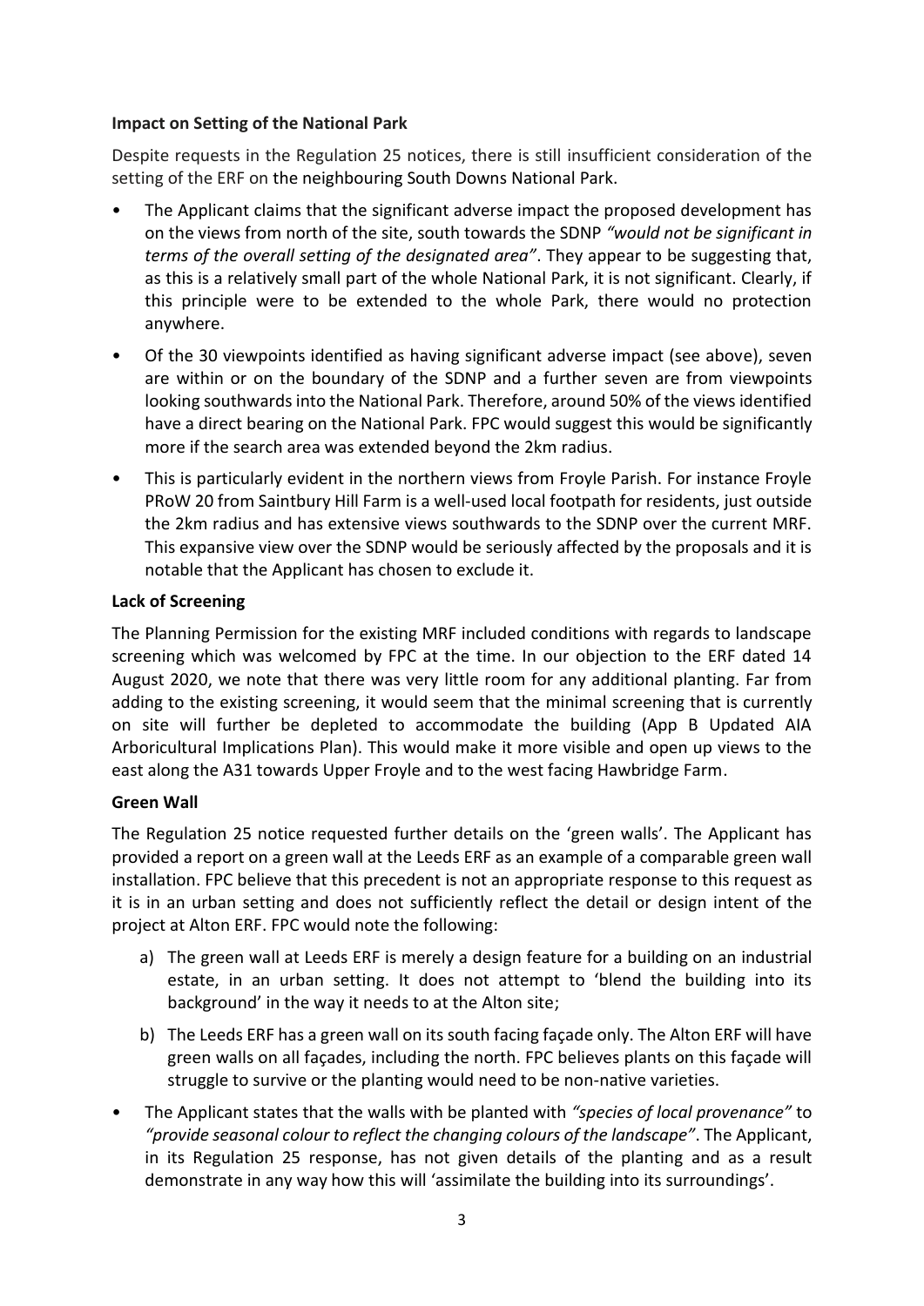**Impact on Setting of the National Park**

Despite requests in the Regulation 25 notices, there is still insufficient consideration of the setting of the ERF on the neighbouring South Downs National Park.

- The Applicant claims that the significant adverse impact the proposed development has on the views from north of the site, south towards the SDNP *"would not be significant in terms of the overall setting of the designated area"*. They appear to be suggesting that, as this is a relatively small part of the whole National Park, it is not significant. Clearly, if this principle were to be extended to the whole Park, there would no protection anywhere.
- Of the 30 viewpoints identified as having significant adverse impact (see above), seven are within or on the boundary of the SDNP and a further seven are from viewpoints looking southwards into the National Park. Therefore, around 50% of the views identified have a direct bearing on the National Park. FPC would suggest this would be significantly more if the search area was extended beyond the 2km radius.
- This is particularly evident in the northern views from Froyle Parish. For instance Froyle PRoW 20 from Saintbury Hill Farm is a well-used local footpath for residents, just outside the 2km radius and has extensive views southwards to the SDNP over the current MRF. This expansive view over the SDNP would be seriously affected by the proposals and it is notable that the Applicant has chosen to exclude it.

**Lack of Screening**

The Planning Permission for the existing MRF included conditions with regards to landscape screening which was welcomed by FPC at the time. In our objection to the ERF dated 14 August 2020, we note that there was very little room for any additional planting. Far from adding to the existing screening, it would seem that the minimal screening that is currently on site will further be depleted to accommodate the building (App B Updated AIA Arboricultural Implications Plan). This would make it more visible and open up views to the east along the A31 towards Upper Froyle and to the west facing Hawbridge Farm.

**Green Wall**

The Regulation 25 notice requested further details on the 'green walls'. The Applicant has provided a report on a green wall at the Leeds ERF as an example of a comparable green wall installation. FPC believe that this precedent is not an appropriate response to this request as it is in an urban setting and does not sufficiently reflect the detail or design intent of the project at Alton ERF. FPC would note the following:

a) The green wall at Leeds ERF is merely a design feature for a building on an industrial estate, in an urban setting. It does not attempt to 'blend the building into its background' in the way it needs to at the Alton site;

b) The Leeds ERF has a green wall on its south facing façade only. The Alton ERF will have green walls on all façades, including the north. FPC believes plants on this façade will struggle to survive or the planting would need to be non-native varieties.

- The Applicant states that the walls with be planted with *"species of local provenance"* to *"provide seasonal colour to reflect the changing colours of the landscape"*. The Applicant, in its Regulation 25 response, has not given details of the planting and as a result demonstrate in any way how this will 'assimilate the building into its surroundings'.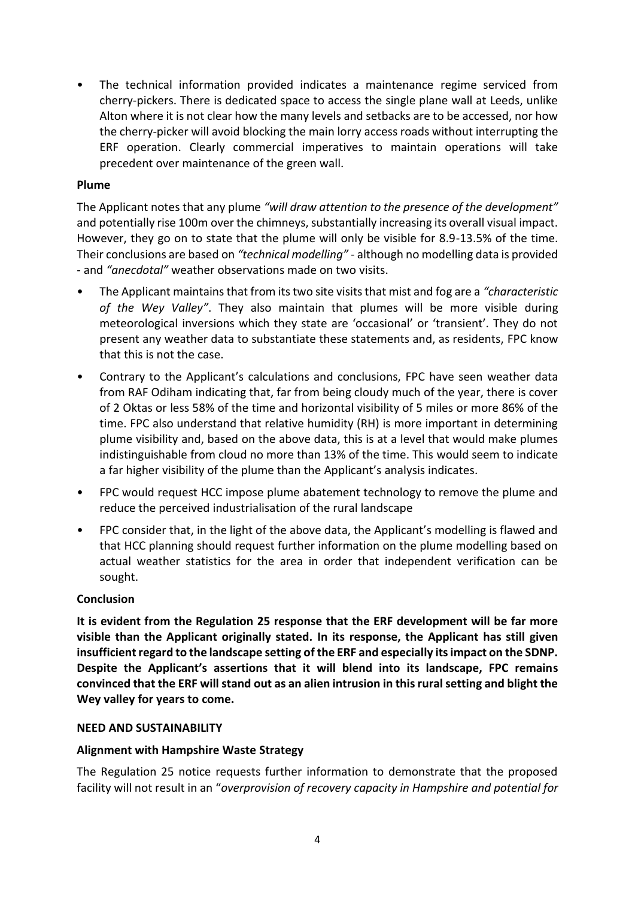- The technical information provided indicates a maintenance regime serviced from cherry-pickers. There is dedicated space to access the single plane wall at Leeds, unlike Alton where it is not clear how the many levels and setbacks are to be accessed, nor how the cherry-picker will avoid blocking the main lorry access roads without interrupting the ERF operation. Clearly commercial imperatives to maintain operations will take precedent over maintenance of the green wall.

**Plume**

The Applicant notes that any plume *"will draw attention to the presence of the development"* and potentially rise 100m over the chimneys, substantially increasing its overall visual impact. However, they go on to state that the plume will only be visible for 8.9-13.5% of the time. Their conclusions are based on *"technical modelling"* - although no modelling data is provided - and *"anecdotal"* weather observations made on two visits.

- The Applicant maintains that from its two site visits that mist and fog are a *"characteristic of the Wey Valley"*. They also maintain that plumes will be more visible during meteorological inversions which they state are 'occasional' or 'transient'. They do not present any weather data to substantiate these statements and, as residents, FPC know that this is not the case.
- Contrary to the Applicant's calculations and conclusions, FPC have seen weather data from RAF Odiham indicating that, far from being cloudy much of the year, there is cover of 2 Oktas or less 58% of the time and horizontal visibility of 5 miles or more 86% of the time. FPC also understand that relative humidity (RH) is more important in determining plume visibility and, based on the above data, this is at a level that would make plumes indistinguishable from cloud no more than 13% of the time. This would seem to indicate a far higher visibility of the plume than the Applicant's analysis indicates.
- FPC would request HCC impose plume abatement technology to remove the plume and reduce the perceived industrialisation of the rural landscape
- FPC consider that, in the light of the above data, the Applicant's modelling is flawed and that HCC planning should request further information on the plume modelling based on actual weather statistics for the area in order that independent verification can be sought.

**Conclusion**

**It is evident from the Regulation 25 response that the ERF development will be far more visible than the Applicant originally stated. In its response, the Applicant has still given insufficient regard to the landscape setting of the ERF and especially its impact on the SDNP. Despite the Applicant's assertions that it will blend into its landscape, FPC remains convinced that the ERF will stand out as an alien intrusion in this rural setting and blight the Wey valley for years to come.**

**NEED AND SUSTAINABILITY**

**Alignment with Hampshire Waste Strategy**

The Regulation 25 notice requests further information to demonstrate that the proposed facility will not result in an "*overprovision of recovery capacity in Hampshire and potential for*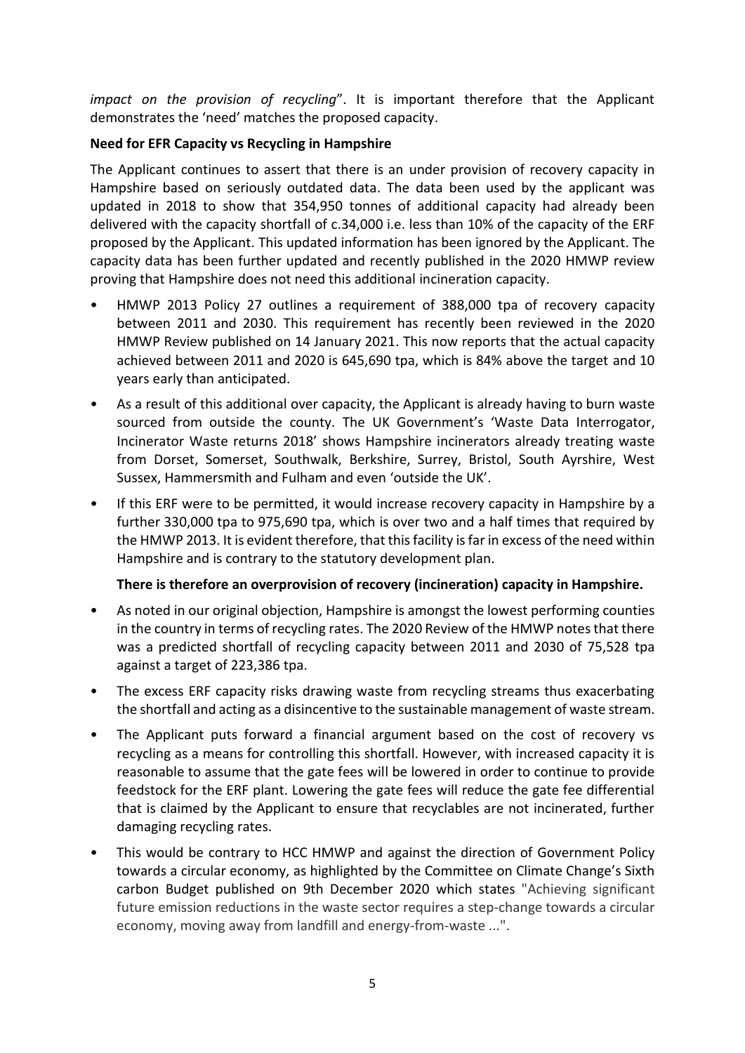*impact on the provision of recycling*". It is important therefore that the Applicant demonstrates the 'need' matches the proposed capacity.

**Need for EFR Capacity vs Recycling in Hampshire**

The Applicant continues to assert that there is an under provision of recovery capacity in Hampshire based on seriously outdated data. The data been used by the applicant was updated in 2018 to show that 354,950 tonnes of additional capacity had already been delivered with the capacity shortfall of c.34,000 i.e. less than 10% of the capacity of the ERF proposed by the Applicant. This updated information has been ignored by the Applicant. The capacity data has been further updated and recently published in the 2020 HMWP review proving that Hampshire does not need this additional incineration capacity.

- HMWP 2013 Policy 27 outlines a requirement of 388,000 tpa of recovery capacity between 2011 and 2030. This requirement has recently been reviewed in the 2020 HMWP Review published on 14 January 2021. This now reports that the actual capacity achieved between 2011 and 2020 is 645,690 tpa, which is 84% above the target and 10 years early than anticipated.
- As a result of this additional over capacity, the Applicant is already having to burn waste sourced from outside the county. The UK Government's 'Waste Data Interrogator, Incinerator Waste returns 2018' shows Hampshire incinerators already treating waste from Dorset, Somerset, Southwalk, Berkshire, Surrey, Bristol, South Ayrshire, West Sussex, Hammersmith and Fulham and even 'outside the UK'.
- If this ERF were to be permitted, it would increase recovery capacity in Hampshire by a further 330,000 tpa to 975,690 tpa, which is over two and a half times that required by the HMWP 2013. It is evident therefore, that this facility is far in excess of the need within Hampshire and is contrary to the statutory development plan.

**There is therefore an overprovision of recovery (incineration) capacity in Hampshire.**

- As noted in our original objection, Hampshire is amongst the lowest performing counties in the country in terms of recycling rates. The 2020 Review of the HMWP notes that there was a predicted shortfall of recycling capacity between 2011 and 2030 of 75,528 tpa against a target of 223,386 tpa.
- The excess ERF capacity risks drawing waste from recycling streams thus exacerbating the shortfall and acting as a disincentive to the sustainable management of waste stream.
- The Applicant puts forward a financial argument based on the cost of recovery vs recycling as a means for controlling this shortfall. However, with increased capacity it is reasonable to assume that the gate fees will be lowered in order to continue to provide feedstock for the ERF plant. Lowering the gate fees will reduce the gate fee differential that is claimed by the Applicant to ensure that recyclables are not incinerated, further damaging recycling rates.
- This would be contrary to HCC HMWP and against the direction of Government Policy towards a circular economy, as highlighted by the Committee on Climate Change's Sixth carbon Budget published on 9th December 2020 which states "Achieving significant future emission reductions in the waste sector requires a step-change towards a circular economy, moving away from landfill and energy-from-waste ...".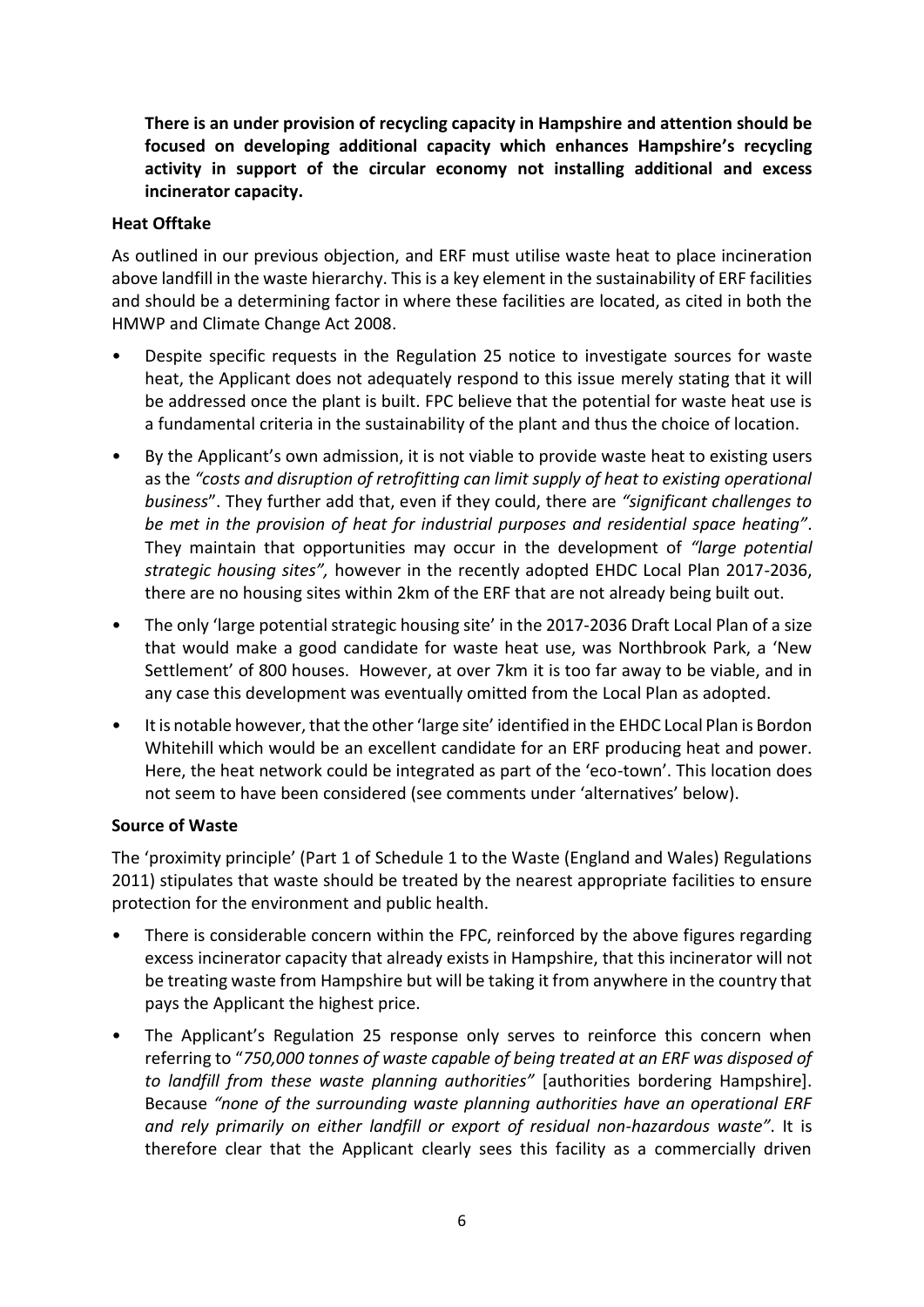**There is an under provision of recycling capacity in Hampshire and attention should be focused on developing additional capacity which enhances Hampshire's recycling activity in support of the circular economy not installing additional and excess incinerator capacity.**

**Heat Offtake**

As outlined in our previous objection, and ERF must utilise waste heat to place incineration above landfill in the waste hierarchy. This is a key element in the sustainability of ERF facilities and should be a determining factor in where these facilities are located, as cited in both the HMWP and Climate Change Act 2008.

- Despite specific requests in the Regulation 25 notice to investigate sources for waste heat, the Applicant does not adequately respond to this issue merely stating that it will be addressed once the plant is built. FPC believe that the potential for waste heat use is a fundamental criteria in the sustainability of the plant and thus the choice of location.
- By the Applicant's own admission, it is not viable to provide waste heat to existing users as the *"costs and disruption of retrofitting can limit supply of heat to existing operational business*". They further add that, even if they could, there are *"significant challenges to be met in the provision of heat for industrial purposes and residential space heating"*. They maintain that opportunities may occur in the development of *"large potential strategic housing sites",* however in the recently adopted EHDC Local Plan 2017-2036, there are no housing sites within 2km of the ERF that are not already being built out.
- The only 'large potential strategic housing site' in the 2017-2036 Draft Local Plan of a size that would make a good candidate for waste heat use, was Northbrook Park, a 'New Settlement' of 800 houses. However, at over 7km it is too far away to be viable, and in any case this development was eventually omitted from the Local Plan as adopted.
- It is notable however, that the other 'large site' identified in the EHDC Local Plan is Bordon Whitehill which would be an excellent candidate for an ERF producing heat and power. Here, the heat network could be integrated as part of the 'eco-town'. This location does not seem to have been considered (see comments under 'alternatives' below).

**Source of Waste**

The 'proximity principle' (Part 1 of Schedule 1 to the Waste (England and Wales) Regulations 2011) stipulates that waste should be treated by the nearest appropriate facilities to ensure protection for the environment and public health.

- There is considerable concern within the FPC, reinforced by the above figures regarding excess incinerator capacity that already exists in Hampshire, that this incinerator will not be treating waste from Hampshire but will be taking it from anywhere in the country that pays the Applicant the highest price.
- The Applicant's Regulation 25 response only serves to reinforce this concern when referring to "*750,000 tonnes of waste capable of being treated at an ERF was disposed of to landfill from these waste planning authorities"* [authorities bordering Hampshire]. Because *"none of the surrounding waste planning authorities have an operational ERF and rely primarily on either landfill or export of residual non-hazardous waste"*. It is therefore clear that the Applicant clearly sees this facility as a commercially driven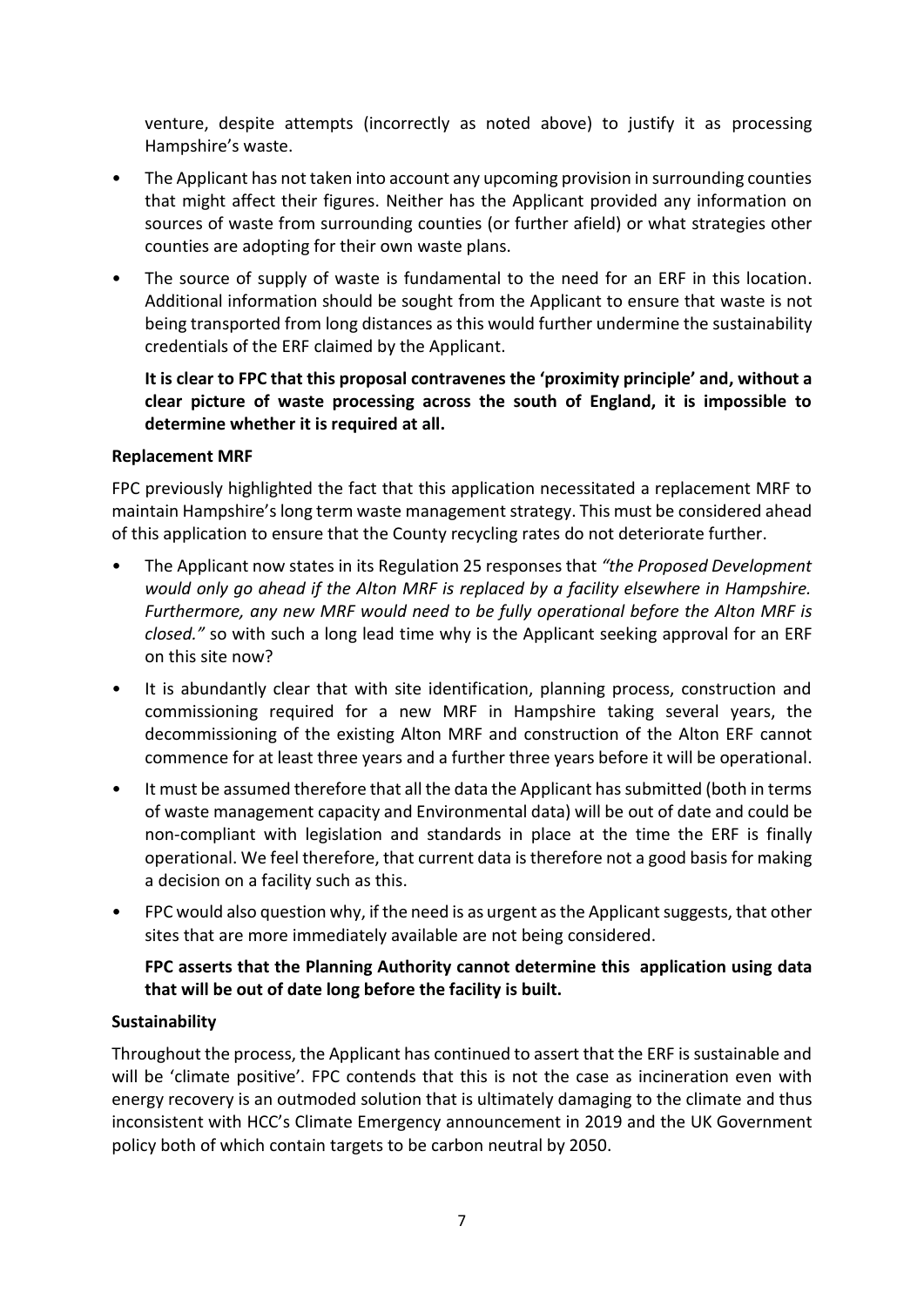venture, despite attempts (incorrectly as noted above) to justify it as processing Hampshire's waste.

- The Applicant has not taken into account any upcoming provision in surrounding counties that might affect their figures. Neither has the Applicant provided any information on sources of waste from surrounding counties (or further afield) or what strategies other counties are adopting for their own waste plans.
- The source of supply of waste is fundamental to the need for an ERF in this location. Additional information should be sought from the Applicant to ensure that waste is not being transported from long distances as this would further undermine the sustainability credentials of the ERF claimed by the Applicant.

**It is clear to FPC that this proposal contravenes the 'proximity principle' and, without a clear picture of waste processing across the south of England, it is impossible to determine whether it is required at all.**

**Replacement MRF**

FPC previously highlighted the fact that this application necessitated a replacement MRF to maintain Hampshire's long term waste management strategy. This must be considered ahead of this application to ensure that the County recycling rates do not deteriorate further.

- The Applicant now states in its Regulation 25 responses that *"the Proposed Development would only go ahead if the Alton MRF is replaced by a facility elsewhere in Hampshire. Furthermore, any new MRF would need to be fully operational before the Alton MRF is closed."* so with such a long lead time why is the Applicant seeking approval for an ERF on this site now?
- It is abundantly clear that with site identification, planning process, construction and commissioning required for a new MRF in Hampshire taking several years, the decommissioning of the existing Alton MRF and construction of the Alton ERF cannot commence for at least three years and a further three years before it will be operational.
- It must be assumed therefore that all the data the Applicant has submitted (both in terms of waste management capacity and Environmental data) will be out of date and could be non-compliant with legislation and standards in place at the time the ERF is finally operational. We feel therefore, that current data is therefore not a good basis for making a decision on a facility such as this.
- FPC would also question why, if the need is as urgent as the Applicant suggests, that other sites that are more immediately available are not being considered.

**FPC asserts that the Planning Authority cannot determine this application using data that will be out of date long before the facility is built.**

**Sustainability**

Throughout the process, the Applicant has continued to assert that the ERF is sustainable and will be 'climate positive'. FPC contends that this is not the case as incineration even with energy recovery is an outmoded solution that is ultimately damaging to the climate and thus inconsistent with HCC's Climate Emergency announcement in 2019 and the UK Government policy both of which contain targets to be carbon neutral by 2050.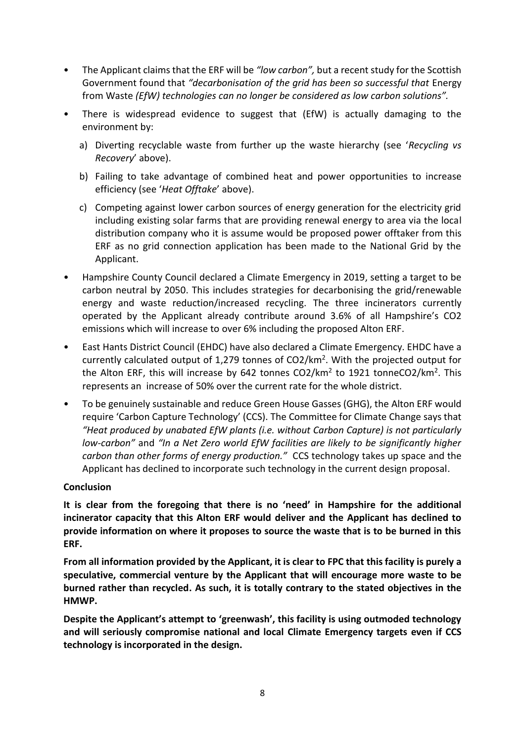- The Applicant claims that the ERF will be *"low carbon",* but a recent study for the Scottish Government found that *"decarbonisation of the grid has been so successful that* Energy from Waste *(EfW) technologies can no longer be considered as low carbon solutions".*
- There is widespread evidence to suggest that (EfW) is actually damaging to the environment by:
  a) Diverting recyclable waste from further up the waste hierarchy (see '*Recycling vs Recovery*' above).
  b) Failing to take advantage of combined heat and power opportunities to increase efficiency (see '*Heat Offtake*' above).
  c) Competing against lower carbon sources of energy generation for the electricity grid including existing solar farms that are providing renewal energy to area via the local distribution company who it is assume would be proposed power offtaker from this ERF as no grid connection application has been made to the National Grid by the Applicant.
- Hampshire County Council declared a Climate Emergency in 2019, setting a target to be carbon neutral by 2050. This includes strategies for decarbonising the grid/renewable energy and waste reduction/increased recycling. The three incinerators currently operated by the Applicant already contribute around 3.6% of all Hampshire's CO2 emissions which will increase to over 6% including the proposed Alton ERF.
- East Hants District Council (EHDC) have also declared a Climate Emergency. EHDC have a currently calculated output of 1,279 tonnes of $CO2/km^2$. With the projected output for the Alton ERF, this will increase by 642 tonnes $CO2/km^2$ to 1921 $tonneCO2/km^2$. This represents an increase of 50% over the current rate for the whole district.
- To be genuinely sustainable and reduce Green House Gasses (GHG), the Alton ERF would require 'Carbon Capture Technology' (CCS). The Committee for Climate Change says that *"Heat produced by unabated EfW plants (i.e. without Carbon Capture) is not particularly low-carbon"* and *"In a Net Zero world EfW facilities are likely to be significantly higher carbon than other forms of energy production."* CCS technology takes up space and the Applicant has declined to incorporate such technology in the current design proposal.

**Conclusion**

**It is clear from the foregoing that there is no 'need' in Hampshire for the additional incinerator capacity that this Alton ERF would deliver and the Applicant has declined to provide information on where it proposes to source the waste that is to be burned in this ERF.**

**From all information provided by the Applicant, it is clear to FPC that this facility is purely a speculative, commercial venture by the Applicant that will encourage more waste to be burned rather than recycled. As such, it is totally contrary to the stated objectives in the HMWP.**

**Despite the Applicant's attempt to 'greenwash', this facility is using outmoded technology and will seriously compromise national and local Climate Emergency targets even if CCS technology is incorporated in the design.**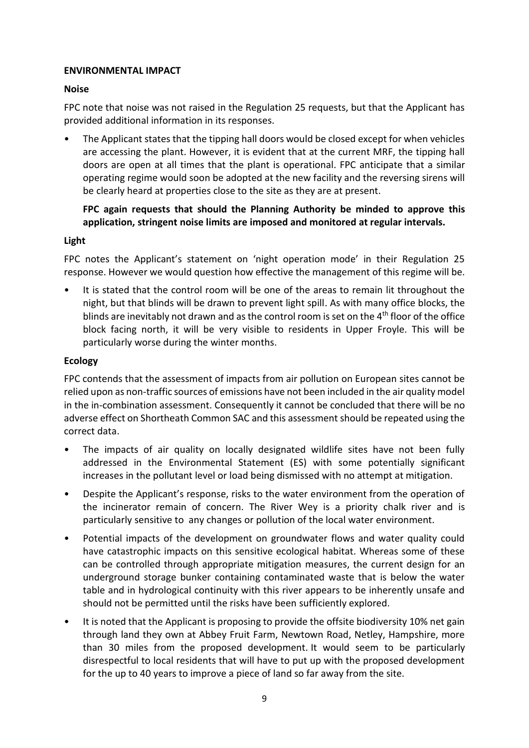## ENVIRONMENTAL IMPACT

### Noise

FPC note that noise was not raised in the Regulation 25 requests, but that the Applicant has provided additional information in its responses.

- The Applicant states that the tipping hall doors would be closed except for when vehicles are accessing the plant. However, it is evident that at the current MRF, the tipping hall doors are open at all times that the plant is operational. FPC anticipate that a similar operating regime would soon be adopted at the new facility and the reversing sirens will be clearly heard at properties close to the site as they are at present.

  **FPC again requests that should the Planning Authority be minded to approve this application, stringent noise limits are imposed and monitored at regular intervals.**

### Light

FPC notes the Applicant's statement on 'night operation mode' in their Regulation 25 response. However we would question how effective the management of this regime will be.

- It is stated that the control room will be one of the areas to remain lit throughout the night, but that blinds will be drawn to prevent light spill. As with many office blocks, the blinds are inevitably not drawn and as the control room is set on the 4th floor of the office block facing north, it will be very visible to residents in Upper Froyle. This will be particularly worse during the winter months.

### Ecology

FPC contends that the assessment of impacts from air pollution on European sites cannot be relied upon as non-traffic sources of emissions have not been included in the air quality model in the in-combination assessment. Consequently it cannot be concluded that there will be no adverse effect on Shortheath Common SAC and this assessment should be repeated using the correct data.

- The impacts of air quality on locally designated wildlife sites have not been fully addressed in the Environmental Statement (ES) with some potentially significant increases in the pollutant level or load being dismissed with no attempt at mitigation.
- Despite the Applicant's response, risks to the water environment from the operation of the incinerator remain of concern. The River Wey is a priority chalk river and is particularly sensitive to any changes or pollution of the local water environment.
- Potential impacts of the development on groundwater flows and water quality could have catastrophic impacts on this sensitive ecological habitat. Whereas some of these can be controlled through appropriate mitigation measures, the current design for an underground storage bunker containing contaminated waste that is below the water table and in hydrological continuity with this river appears to be inherently unsafe and should not be permitted until the risks have been sufficiently explored.
- It is noted that the Applicant is proposing to provide the offsite biodiversity 10% net gain through land they own at Abbey Fruit Farm, Newtown Road, Netley, Hampshire, more than 30 miles from the proposed development. It would seem to be particularly disrespectful to local residents that will have to put up with the proposed development for the up to 40 years to improve a piece of land so far away from the site.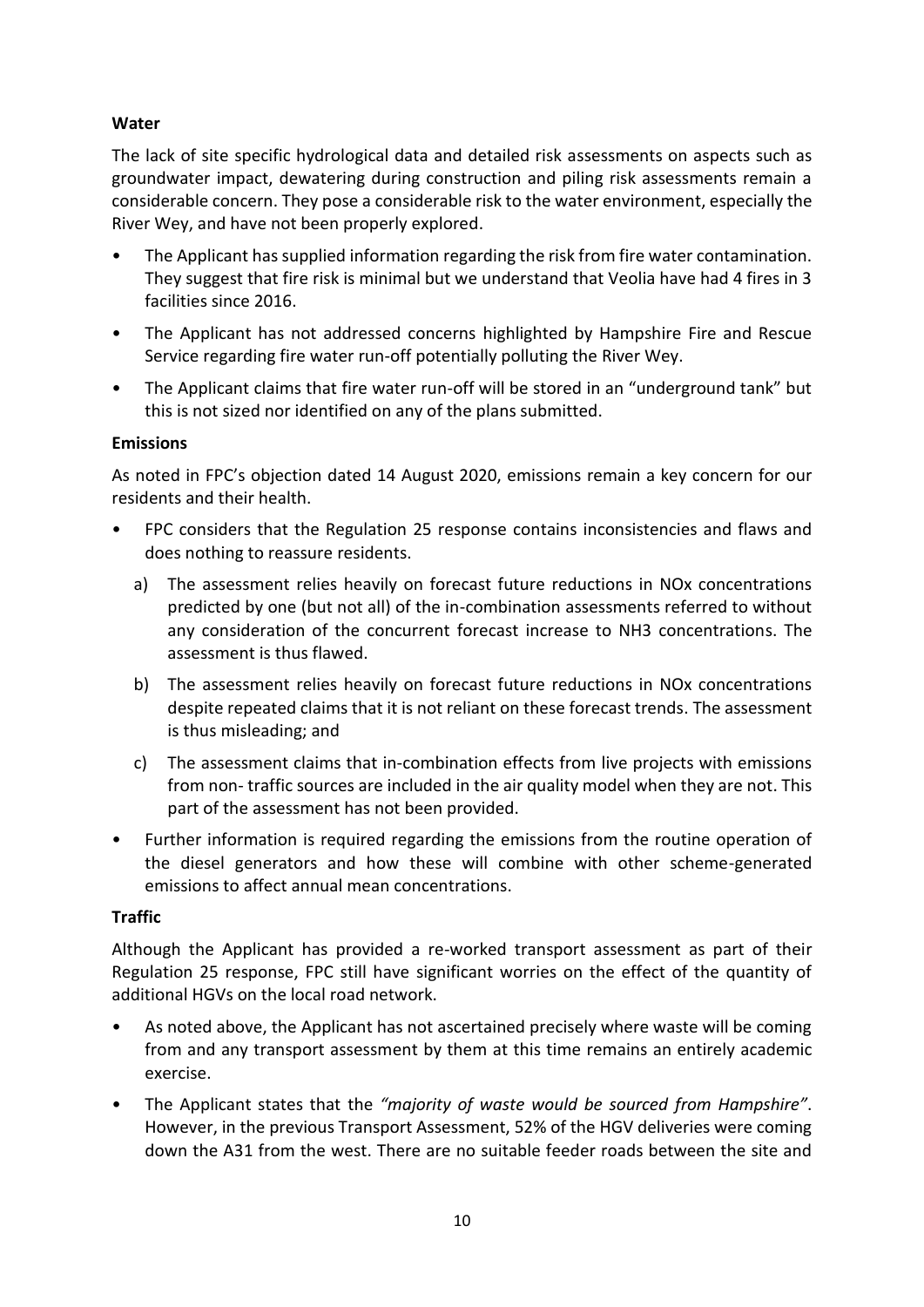**Water**

The lack of site specific hydrological data and detailed risk assessments on aspects such as groundwater impact, dewatering during construction and piling risk assessments remain a considerable concern. They pose a considerable risk to the water environment, especially the River Wey, and have not been properly explored.

- The Applicant has supplied information regarding the risk from fire water contamination. They suggest that fire risk is minimal but we understand that Veolia have had 4 fires in 3 facilities since 2016.
- The Applicant has not addressed concerns highlighted by Hampshire Fire and Rescue Service regarding fire water run-off potentially polluting the River Wey.
- The Applicant claims that fire water run-off will be stored in an "underground tank" but this is not sized nor identified on any of the plans submitted.

**Emissions**

As noted in FPC's objection dated 14 August 2020, emissions remain a key concern for our residents and their health.

- FPC considers that the Regulation 25 response contains inconsistencies and flaws and does nothing to reassure residents.
  a) The assessment relies heavily on forecast future reductions in NOx concentrations predicted by one (but not all) of the in-combination assessments referred to without any consideration of the concurrent forecast increase to $NH_3$ concentrations. The assessment is thus flawed.
  b) The assessment relies heavily on forecast future reductions in NOx concentrations despite repeated claims that it is not reliant on these forecast trends. The assessment is thus misleading; and
  c) The assessment claims that in-combination effects from live projects with emissions from non- traffic sources are included in the air quality model when they are not. This part of the assessment has not been provided.
- Further information is required regarding the emissions from the routine operation of the diesel generators and how these will combine with other scheme-generated emissions to affect annual mean concentrations.

**Traffic**

Although the Applicant has provided a re-worked transport assessment as part of their Regulation 25 response, FPC still have significant worries on the effect of the quantity of additional HGVs on the local road network.

- As noted above, the Applicant has not ascertained precisely where waste will be coming from and any transport assessment by them at this time remains an entirely academic exercise.
- The Applicant states that the *"majority of waste would be sourced from Hampshire"*. However, in the previous Transport Assessment, 52% of the HGV deliveries were coming down the A31 from the west. There are no suitable feeder roads between the site and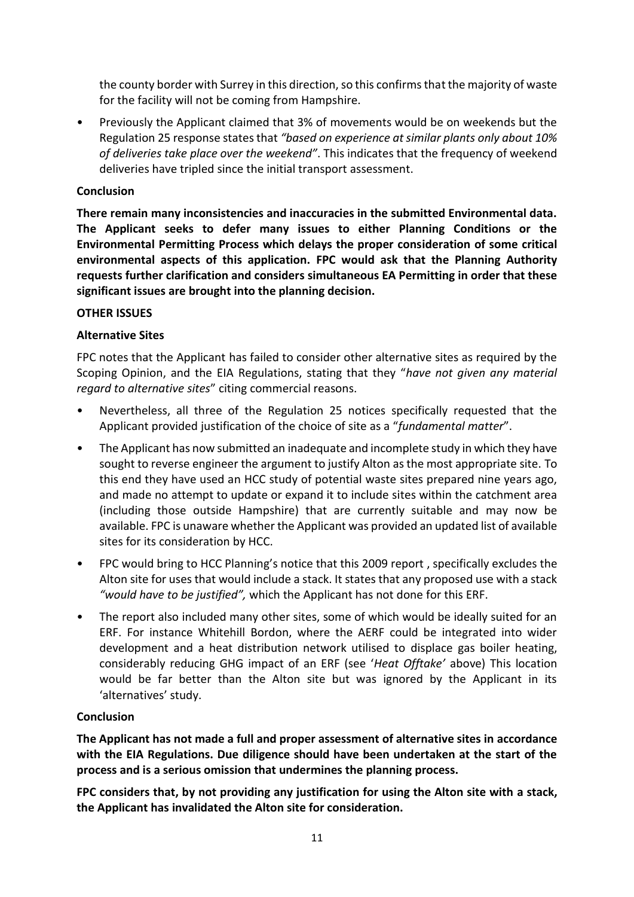the county border with Surrey in this direction, so this confirms that the majority of waste for the facility will not be coming from Hampshire.

- Previously the Applicant claimed that 3% of movements would be on weekends but the Regulation 25 response states that *"based on experience at similar plants only about 10% of deliveries take place over the weekend"*. This indicates that the frequency of weekend deliveries have tripled since the initial transport assessment.

**Conclusion**

**There remain many inconsistencies and inaccuracies in the submitted Environmental data. The Applicant seeks to defer many issues to either Planning Conditions or the Environmental Permitting Process which delays the proper consideration of some critical environmental aspects of this application. FPC would ask that the Planning Authority requests further clarification and considers simultaneous EA Permitting in order that these significant issues are brought into the planning decision.**

**OTHER ISSUES**

**Alternative Sites**

FPC notes that the Applicant has failed to consider other alternative sites as required by the Scoping Opinion, and the EIA Regulations, stating that they "*have not given any material regard to alternative sites*" citing commercial reasons.

- Nevertheless, all three of the Regulation 25 notices specifically requested that the Applicant provided justification of the choice of site as a "*fundamental matter*".
- The Applicant has now submitted an inadequate and incomplete study in which they have sought to reverse engineer the argument to justify Alton as the most appropriate site. To this end they have used an HCC study of potential waste sites prepared nine years ago, and made no attempt to update or expand it to include sites within the catchment area (including those outside Hampshire) that are currently suitable and may now be available. FPC is unaware whether the Applicant was provided an updated list of available sites for its consideration by HCC.
- FPC would bring to HCC Planning's notice that this 2009 report , specifically excludes the Alton site for uses that would include a stack. It states that any proposed use with a stack *"would have to be justified",* which the Applicant has not done for this ERF.
- The report also included many other sites, some of which would be ideally suited for an ERF. For instance Whitehill Bordon, where the AERF could be integrated into wider development and a heat distribution network utilised to displace gas boiler heating, considerably reducing GHG impact of an ERF (see '*Heat Offtake'* above) This location would be far better than the Alton site but was ignored by the Applicant in its 'alternatives' study.

**Conclusion**

**The Applicant has not made a full and proper assessment of alternative sites in accordance with the EIA Regulations. Due diligence should have been undertaken at the start of the process and is a serious omission that undermines the planning process.**

**FPC considers that, by not providing any justification for using the Alton site with a stack, the Applicant has invalidated the Alton site for consideration.**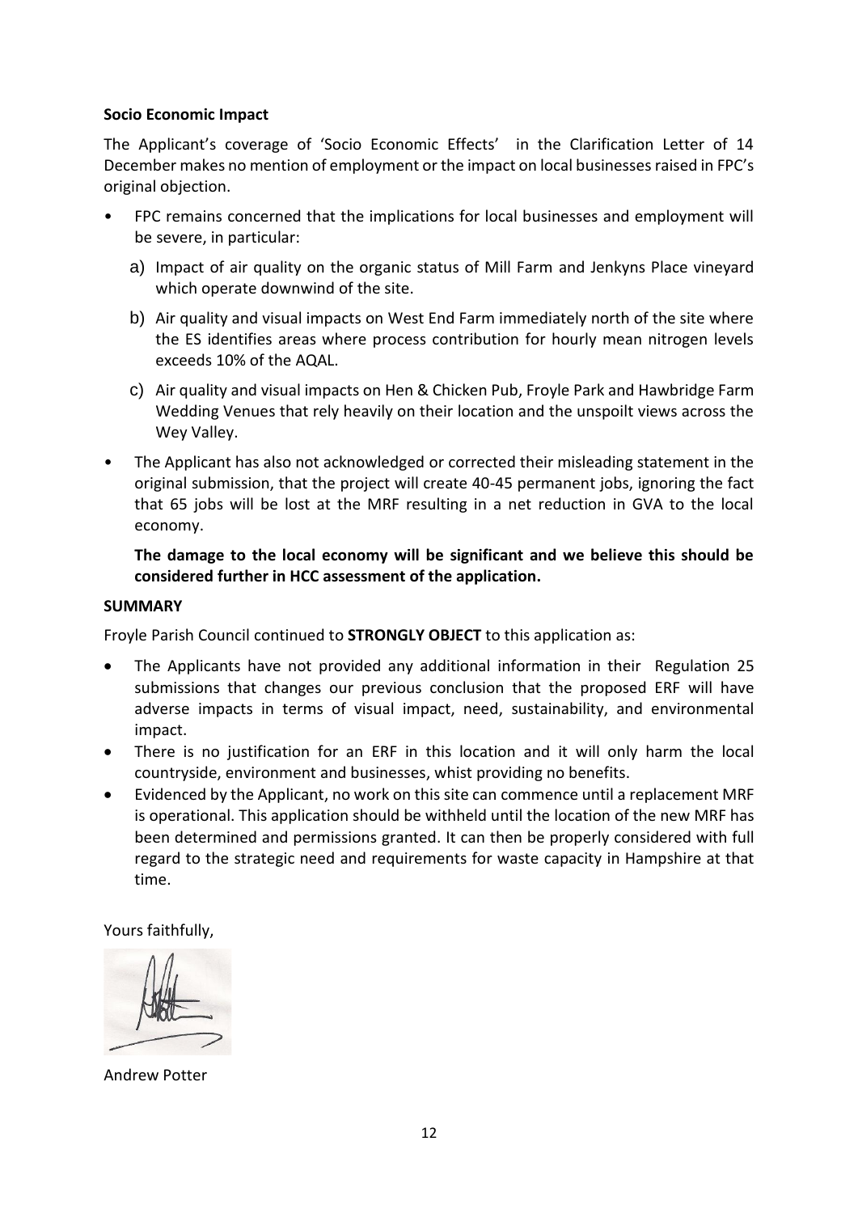**Socio Economic Impact**

The Applicant's coverage of 'Socio Economic Effects' in the Clarification Letter of 14 December makes no mention of employment or the impact on local businesses raised in FPC's original objection.

- FPC remains concerned that the implications for local businesses and employment will be severe, in particular:
  a) Impact of air quality on the organic status of Mill Farm and Jenkyns Place vineyard which operate downwind of the site.
  b) Air quality and visual impacts on West End Farm immediately north of the site where the ES identifies areas where process contribution for hourly mean nitrogen levels exceeds 10% of the AQAL.
  c) Air quality and visual impacts on Hen & Chicken Pub, Froyle Park and Hawbridge Farm Wedding Venues that rely heavily on their location and the unspoilt views across the Wey Valley.
- The Applicant has also not acknowledged or corrected their misleading statement in the original submission, that the project will create 40-45 permanent jobs, ignoring the fact that 65 jobs will be lost at the MRF resulting in a net reduction in GVA to the local economy.

**The damage to the local economy will be significant and we believe this should be considered further in HCC assessment of the application.**

**SUMMARY**

Froyle Parish Council continued to **STRONGLY OBJECT** to this application as:

- The Applicants have not provided any additional information in their Regulation 25 submissions that changes our previous conclusion that the proposed ERF will have adverse impacts in terms of visual impact, need, sustainability, and environmental impact.
- There is no justification for an ERF in this location and it will only harm the local countryside, environment and businesses, whist providing no benefits.
- Evidenced by the Applicant, no work on this site can commence until a replacement MRF is operational. This application should be withheld until the location of the new MRF has been determined and permissions granted. It can then be properly considered with full regard to the strategic need and requirements for waste capacity in Hampshire at that time.

Yours faithfully,

Andrew Potter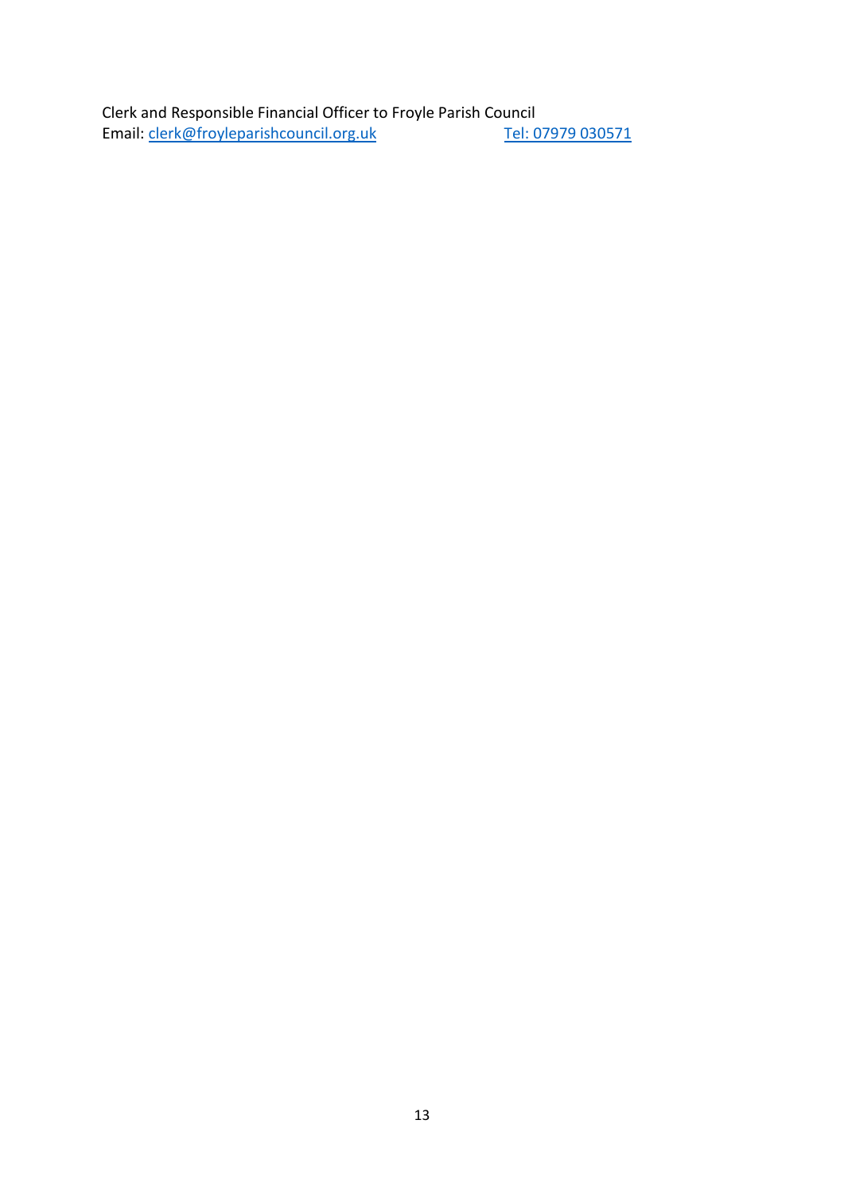Clerk and Responsible Financial Officer to Froyle Parish Council
Email: clerk@froyleparishcouncil.org.uk Tel: 07979 030571